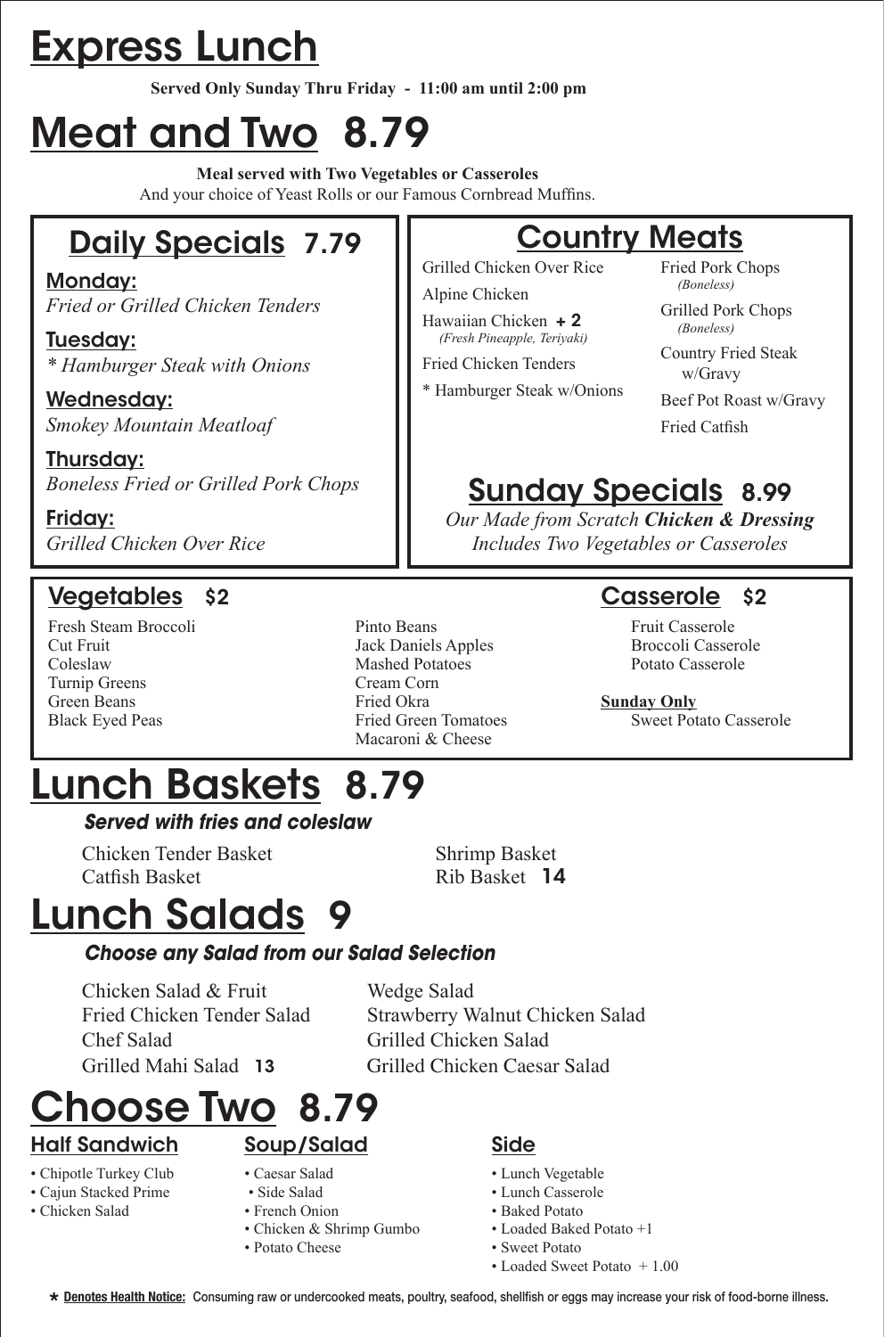# Express Lunch

**Served Only Sunday Thru Friday - 11:00 am until 2:00 pm**

# Meat and Two 8.79

**Meal served with Two Vegetables or Casseroles**
And your choice of Yeast Rolls or our Famous Cornbread Muffins.

## Daily Specials 7.79

**Monday:**
*Fried or Grilled Chicken Tenders*

**Tuesday:**
*\* Hamburger Steak with Onions*

**Wednesday:**
*Smokey Mountain Meatloaf*

**Thursday:**
*Boneless Fried or Grilled Pork Chops*

**Friday:**
*Grilled Chicken Over Rice*

## Country Meats

- Grilled Chicken Over Rice
- Alpine Chicken
- Hawaiian Chicken **+ 2** *(Fresh Pineapple, Teriyaki)*
- Fried Chicken Tenders
- \* Hamburger Steak w/Onions
- Fried Pork Chops *(Boneless)*
- Grilled Pork Chops *(Boneless)*
- Country Fried Steak w/Gravy
- Beef Pot Roast w/Gravy
- Fried Catfish

## Sunday Specials 8.99

*Our Made from Scratch **Chicken & Dressing***
*Includes Two Vegetables or Casseroles*

## Vegetables $2

- Fresh Steam Broccoli
- Cut Fruit
- Coleslaw
- Turnip Greens
- Green Beans
- Black Eyed Peas
- Pinto Beans
- Jack Daniels Apples
- Mashed Potatoes
- Cream Corn
- Fried Okra
- Fried Green Tomatoes
- Macaroni & Cheese

## Casserole $2

- Fruit Casserole
- Broccoli Casserole
- Potato Casserole

**Sunday Only**
- Sweet Potato Casserole

# Lunch Baskets 8.79

***Served with fries and coleslaw***

- Chicken Tender Basket
- Catfish Basket
- Shrimp Basket
- Rib Basket **14**

# Lunch Salads 9

***Choose any Salad from our Salad Selection***

- Chicken Salad & Fruit
- Fried Chicken Tender Salad
- Chef Salad
- Grilled Mahi Salad **13**
- Wedge Salad
- Strawberry Walnut Chicken Salad
- Grilled Chicken Salad
- Grilled Chicken Caesar Salad

# Choose Two 8.79

### Half Sandwich

- Chipotle Turkey Club
- Cajun Stacked Prime
- Chicken Salad

### Soup/Salad

- Caesar Salad
- Side Salad
- French Onion
- Chicken & Shrimp Gumbo
- Potato Cheese

### Side

- Lunch Vegetable
- Lunch Casserole
- Baked Potato
- Loaded Baked Potato +1
- Sweet Potato
- Loaded Sweet Potato + 1.00

★ **Denotes Health Notice:** Consuming raw or undercooked meats, poultry, seafood, shellfish or eggs may increase your risk of food-borne illness.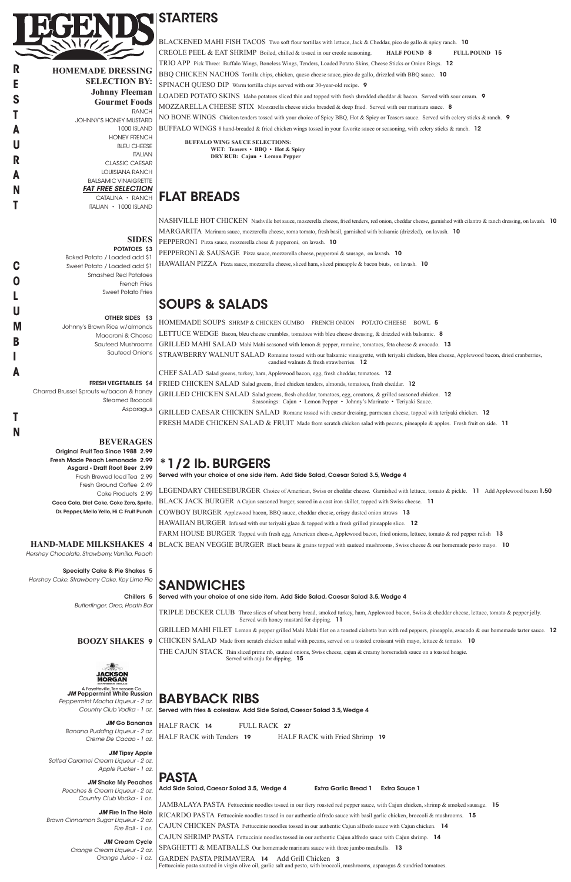# LEGENDS

RESTAURANT

COLUMBIA TN

## HOMEMADE DRESSING SELECTION BY: Johnny Fleeman Gourmet Foods

RANCH
JOHNNY'S HONEY MUSTARD
1000 ISLAND
HONEY FRENCH
BLEU CHEESE
ITALIAN
CLASSIC CAESAR
LOUISIANA RANCH
BALSAMIC VINAIGRETTE

***FAT FREE SELECTION***

CATALINA • RANCH
ITALIAN • 1000 ISLAND

## SIDES

**POTATOES $3**

Baked Potato / Loaded add $1
Sweet Potato / Loaded add $1
Smashed Red Potatoes
French Fries
Sweet Potato Fries

**OTHER SIDES $3**

Johnny's Brown Rice w/almonds
Macaroni & Cheese
Sauteed Mushrooms
Sauteed Onions

**FRESH VEGETABLES $4**

Charred Brussel Sprouts w/bacon & honey
Steamed Broccoli
Asparagus

## BEVERAGES

**Original Fruit Tea Since 1988 2.99**
**Fresh Made Peach Lemonade 2.99**
**Asgard - Draft Root Beer 2.99**
Fresh Brewed Iced Tea 2.99
Fresh Ground Coffee 2.49
Coke Products 2.99
**Coca Cola, Diet Coke, Coke Zero, Sprite, Dr. Pepper, Mello Yello, Hi C Fruit Punch**

## HAND-MADE MILKSHAKES 4

*Hershey Chocolate, Strawberry, Vanilla, Peach*

**Specialty Cake & Pie Shakes 5**
*Hershey Cake, Strawberry Cake, Key Lime Pie*

**Chillers 5**
*Butterfinger, Oreo, Heath Bar*

## BOOZY SHAKES 9

JACKSON MORGAN
A Fayetteville, Tennessee Co.

***JM* Peppermint White Russian**
*Peppermint Mocha Liqueur - 2 oz.*
*Country Club Vodka - 1 oz.*

***JM* Go Bananas**
*Banana Pudding Liqueur - 2 oz.*
*Creme De Cacao - 1 oz.*

***JM* Tipsy Apple**
*Salted Caramel Cream Liqueur - 2 oz.*
*Apple Pucker - 1 oz.*

***JM* Shake My Peaches**
*Peaches & Cream Liqueur - 2 oz.*
*Country Club Vodka - 1 oz.*

***JM* Fire In The Hole**
*Brown Cinnamon Sugar Liqueur - 2 oz.*
*Fire Ball - 1 oz.*

***JM* Cream Cycle**
*Orange Cream Liqueur - 2 oz.*
*Orange Juice - 1 oz.*

## STARTERS

BLACKENED MAHI FISH TACOS Two soft flour tortillas with lettuce, Jack & Cheddar, pico de gallo & spicy ranch. **10**

CREOLE PEEL & EAT SHRIMP Boiled, chilled & tossed in our creole seasoning. **HALF POUND 8** **FULL POUND 15**

TRIO APP Pick Three: Buffalo Wings, Boneless Wings, Tenders, Loaded Potato Skins, Cheese Sticks or Onion Rings. **12**

BBQ CHICKEN NACHOS Tortilla chips, chicken, queso cheese sauce, pico de gallo, drizzled with BBQ sauce. **10**

SPINACH QUESO DIP Warm tortilla chips served with our 30-year-old recipe. **9**

LOADED POTATO SKINS Idaho potatoes sliced thin and topped with fresh shredded cheddar & bacon. Served with sour cream. **9**

MOZZARELLA CHEESE STIX Mozzarella cheese sticks breaded & deep fried. Served with our marinara sauce. **8**

NO BONE WINGS Chicken tenders tossed with your choice of Spicy BBQ, Hot & Spicy or Teasers sauce. Served with celery sticks & ranch. **9**

BUFFALO WINGS 8 hand-breaded & fried chicken wings tossed in your favorite sauce or seasoning, with celery sticks & ranch. **12**

**BUFFALO WING SAUCE SELECTIONS:**
**WET: Teasers • BBQ • Hot & Spicy**
**DRY RUB: Cajun • Lemon Pepper**

## FLAT BREADS

NASHVILLE HOT CHICKEN Nashville hot sauce, mozzerella cheese, fried tenders, red onion, cheddar cheese, garnished with cilantro & ranch dressing, on lavash. **10**

MARGARITA Marinara sauce, mozzerella cheese, roma tomato, fresh basil, garnished with balsamic (drizzled), on lavash. **10**

PEPPERONI Pizza sauce, mozzerella chese & pepperoni, on lavash. **10**

PEPPERONI & SAUSAGE Pizza sauce, mozzerella cheese, pepperoni & sausage, on lavash. **10**

HAWAIIAN PIZZA Pizza sauce, mozzerella cheese, sliced ham, sliced pineapple & bacon biuts, on lavash. **10**

## SOUPS & SALADS

HOMEMADE SOUPS SHRMP & CHICKEN GUMBO FRENCH ONION POTATO CHEESE BOWL **5**

LETTUCE WEDGE Bacon, bleu cheese crumbles, tomatoes with bleu cheese dressing, & drizzled with balsamic. **8**

GRILLED MAHI SALAD Mahi Mahi seasoned with lemon & pepper, romaine, tomatoes, feta cheese & avocado. **13**

STRAWBERRY WALNUT SALAD Romaine tossed with our balsamic vinaigrette, with teriyaki chicken, bleu cheese, Applewood bacon, dried cranberries, candied walnuts & fresh strawberries. **12**

CHEF SALAD Salad greens, turkey, ham, Applewood bacon, egg, fresh cheddar, tomatoes. **12**

FRIED CHICKEN SALAD Salad greens, fried chicken tenders, almonds, tomatoes, fresh cheddar. **12**

GRILLED CHICKEN SALAD Salad greens, fresh cheddar, tomatoes, egg, croutons, & grilled seasoned chicken. **12**
Seasonings: Cajun • Lemon Pepper • Johnny's Marinate • Teriyaki Sauce.

GRILLED CAESAR CHICKEN SALAD Romane tossed with caesar dressing, parmesan cheese, topped with teriyaki chicken. **12**

FRESH MADE CHICKEN SALAD & FRUIT Made from scratch chicken salad with pecans, pineapple & apples. Fresh fruit on side. **11**

## *1/2 lb. BURGERS

**Served with your choice of one side item. Add Side Salad, Caesar Salad 3.5, Wedge 4**

LEGENDARY CHEESEBURGER Choice of American, Swiss or cheddar cheese. Garnished with lettuce, tomato & pickle. **11** Add Applewood bacon **1.50**

BLACK JACK BURGER A Cajun seasoned burger, seared in a cast iron skillet, topped with Swiss cheese. **11**

COWBOY BURGER Applewood bacon, BBQ sauce, cheddar cheese, crispy dusted onion straws **13**

HAWAIIAN BURGER Infused with our teriyaki glaze & topped with a fresh grilled pineapple slice. **12**

FARM HOUSE BURGER Topped with fresh egg, American cheese, Applewood bacon, fried onions, lettuce, tomato & red pepper relish **13**

BLACK BEAN VEGGIE BURGER Black beans & grains topped with sauteed mushrooms, Swiss cheese & our homemade pesto mayo. **10**

## SANDWICHES

**Served with your choice of one side item. Add Side Salad, Caesar Salad 3.5, Wedge 4**

TRIPLE DECKER CLUB Three slices of wheat berry bread, smoked turkey, ham, Applewood bacon, Swiss & cheddar cheese, lettuce, tomato & pepper jelly. Served with honey mustard for dipping. **11**

GRILLED MAHI FILET Lemon & pepper grilled Mahi Mahi filet on a toasted ciabatta bun with red peppers, pineapple, avacodo & our homemade tarter sauce. **12**

CHICKEN SALAD Made from scratch chicken salad with pecans, served on a toasted croissant with mayo, lettuce & tomato. **10**

THE CAJUN STACK Thin sliced prime rib, sauteed onions, Swiss cheese, cajun & creamy horseradish sauce on a toasted hoagie. Served with auju for dipping. **15**

## BABYBACK RIBS

**Served with fries & coleslaw. Add Side Salad, Caesar Salad 3.5, Wedge 4**

HALF RACK **14** FULL RACK **27**

HALF RACK with Tenders **19** HALF RACK with Fried Shrimp **19**

## PASTA

**Add Side Salad, Caesar Salad 3.5, Wedge 4 Extra Garlic Bread 1 Extra Sauce 1**

JAMBALAYA PASTA Fettuccinie noodles tossed in our fiery roasted red pepper sauce, with Cajun chicken, shrimp & smoked sausage. **15**

RICARDO PASTA Fettuccinie noodles tossed in our authentic alfredo sauce with basil garlic chicken, broccoli & mushrooms. **15**

CAJUN CHICKEN PASTA Fettuccinie noodles tossed in our authentic Cajun alfredo sauce with Cajun chicken. **14**

CAJUN SHRIMP PASTA Fettuccinie noodles tossed in our authentic Cajun alfredo sauce with Cajun shrimp. **14**

SPAGHETTI & MEATBALLS Our homemade marinara sauce with three jumbo meatballs. **13**

GARDEN PASTA PRIMAVERA **14** Add Grill Chicken **3**
Fettuccinie pasta sauteed in virgin olive oil, garlic salt and pesto, with broccoli, mushrooms, asparagus & sundried tomatoes.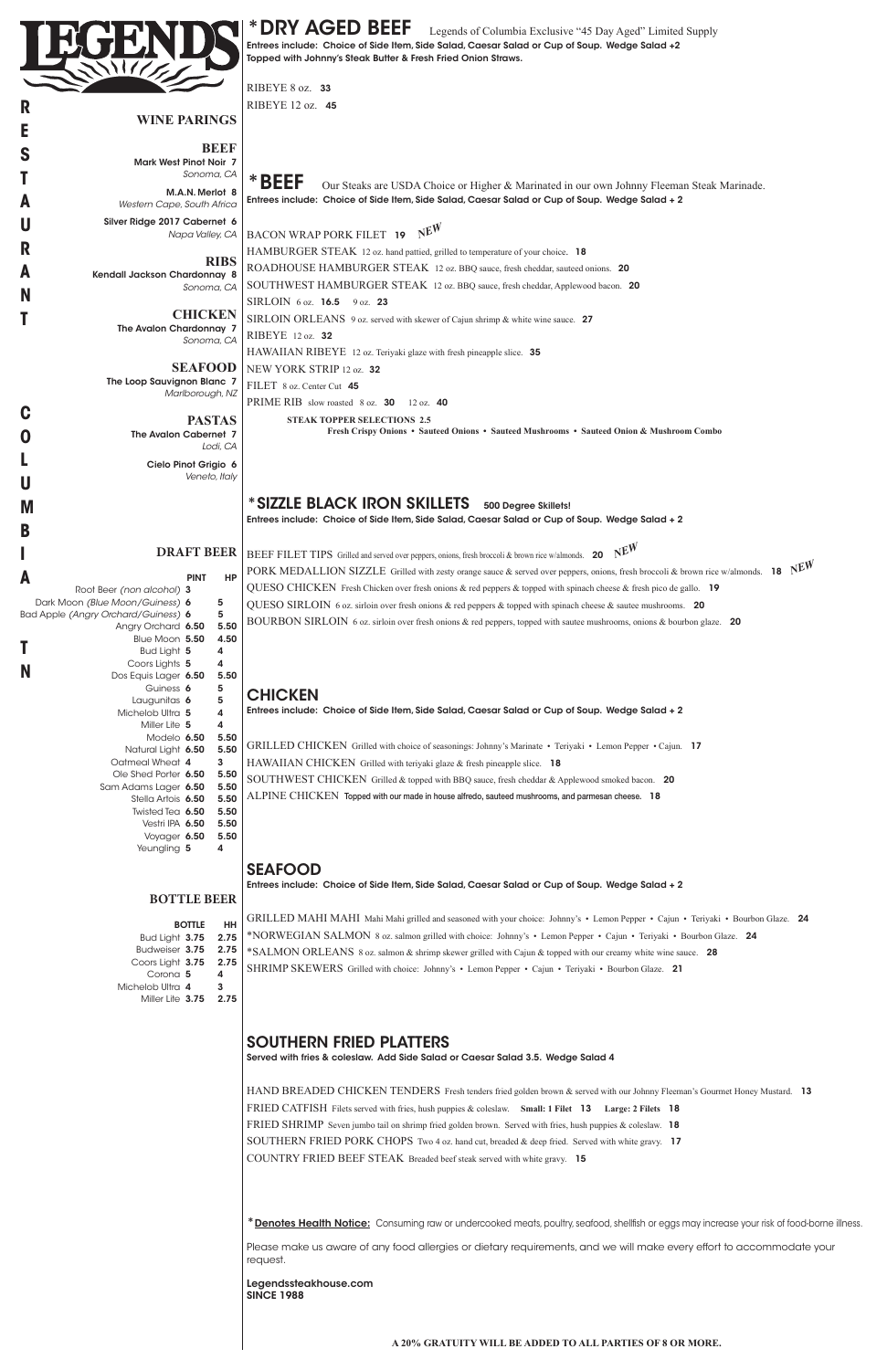# LEGENDS

RESTAURANT COLUMBIA TN

## WINE PARINGS

### BEEF

Mark West Pinot Noir **7**
*Sonoma, CA*

M.A.N. Merlot **8**
*Western Cape, South Africa*

Silver Ridge 2017 Cabernet **6**
*Napa Valley, CA*

### RIBS

Kendall Jackson Chardonnay **8**
*Sonoma, CA*

### CHICKEN

The Avalon Chardonnay **7**
*Sonoma, CA*

### SEAFOOD

The Loop Sauvignon Blanc **7**
*Marlborough, NZ*

### PASTAS

The Avalon Cabernet **7**
*Lodi, CA*

Cielo Pinot Grigio **6**
*Veneto, Italy*

## DRAFT BEER

| | PINT | HP |
|---|---|---|
| Root Beer *(non alcohol)* | 3 | |
| Dark Moon *(Blue Moon/Guiness)* | 6 | 5 |
| Bad Apple *(Angry Orchard/Guiness)* | 6 | 5 |
| Angry Orchard | 6.50 | 5.50 |
| Blue Moon | 5.50 | 4.50 |
| Bud Light | 5 | 4 |
| Coors Lights | 5 | 4 |
| Dos Equis Lager | 6.50 | 5.50 |
| Guiness | 6 | 5 |
| Laugunitas | 6 | 5 |
| Michelob Ultra | 5 | 4 |
| Miller Lite | 5 | 4 |
| Modelo | 6.50 | 5.50 |
| Natural Light | 6.50 | 5.50 |
| Oatmeal Wheat | 4 | 3 |
| Ole Shed Porter | 6.50 | 5.50 |
| Sam Adams Lager | 6.50 | 5.50 |
| Stella Artois | 6.50 | 5.50 |
| Twisted Tea | 6.50 | 5.50 |
| Vestri IPA | 6.50 | 5.50 |
| Voyager | 6.50 | 5.50 |
| Yeungling | 5 | 4 |

## BOTTLE BEER

| | BOTTLE | HH |
|---|---|---|
| Bud Light | 3.75 | 2.75 |
| Budweiser | 3.75 | 2.75 |
| Coors Light | 3.75 | 2.75 |
| Corona | 5 | 4 |
| Michelob Ultra | 4 | 3 |
| Miller Lite | 3.75 | 2.75 |

## *DRY AGED BEEF

Legends of Columbia Exclusive "45 Day Aged" Limited Supply

**Entrees include: Choice of Side Item, Side Salad, Caesar Salad or Cup of Soup. Wedge Salad +2**
**Topped with Johnny's Steak Butter & Fresh Fried Onion Straws.**

RIBEYE 8 oz. **33**

RIBEYE 12 oz. **45**

## *BEEF

Our Steaks are USDA Choice or Higher & Marinated in our own Johnny Fleeman Steak Marinade.

**Entrees include: Choice of Side Item, Side Salad, Caesar Salad or Cup of Soup. Wedge Salad + 2**

BACON WRAP PORK FILET **19** *NEW*

HAMBURGER STEAK 12 oz. hand pattied, grilled to temperature of your choice. **18**

ROADHOUSE HAMBURGER STEAK 12 oz. BBQ sauce, fresh cheddar, sauteed onions. **20**

SOUTHWEST HAMBURGER STEAK 12 oz. BBQ sauce, fresh cheddar, Applewood bacon. **20**

SIRLOIN 6 oz. **16.5** 9 oz. **23**

SIRLOIN ORLEANS 9 oz. served with skewer of Cajun shrimp & white wine sauce. **27**

RIBEYE 12 oz. **32**

HAWAIIAN RIBEYE 12 oz. Teriyaki glaze with fresh pineapple slice. **35**

NEW YORK STRIP 12 oz. **32**

FILET 8 oz. Center Cut **45**

PRIME RIB slow roasted 8 oz. **30** 12 oz. **40**

**STEAK TOPPER SELECTIONS 2.5**
**Fresh Crispy Onions • Sauteed Onions • Sauteed Mushrooms • Sauteed Onion & Mushroom Combo**

## *SIZZLE BLACK IRON SKILLETS

**500 Degree Skillets!**

**Entrees include: Choice of Side Item, Side Salad, Caesar Salad or Cup of Soup. Wedge Salad + 2**

BEEF FILET TIPS Grilled and served over peppers, onions, fresh broccoli & brown rice w/almonds. **20** *NEW*

PORK MEDALLION SIZZLE Grilled with zesty orange sauce & served over peppers, onions, fresh broccoli & brown rice w/almonds. **18** *NEW*

QUESO CHICKEN Fresh Chicken over fresh onions & red peppers & topped with spinach cheese & fresh pico de gallo. **19**

QUESO SIRLOIN 6 oz. sirloin over fresh onions & red peppers & topped with spinach cheese & sautee mushrooms. **20**

BOURBON SIRLOIN 6 oz. sirloin over fresh onions & red peppers, topped with sautee mushrooms, onions & bourbon glaze. **20**

## CHICKEN

**Entrees include: Choice of Side Item, Side Salad, Caesar Salad or Cup of Soup. Wedge Salad + 2**

GRILLED CHICKEN Grilled with choice of seasonings: Johnny's Marinate • Teriyaki • Lemon Pepper • Cajun. **17**

HAWAIIAN CHICKEN Grilled with teriyaki glaze & fresh pineapple slice. **18**

SOUTHWEST CHICKEN Grilled & topped with BBQ sauce, fresh cheddar & Applewood smoked bacon. **20**

ALPINE CHICKEN Topped with our made in house alfredo, sauteed mushrooms, and parmesan cheese. **18**

## SEAFOOD

**Entrees include: Choice of Side Item, Side Salad, Caesar Salad or Cup of Soup. Wedge Salad + 2**

GRILLED MAHI MAHI Mahi Mahi grilled and seasoned with your choice: Johnny's • Lemon Pepper • Cajun • Teriyaki • Bourbon Glaze. **24**

*NORWEGIAN SALMON 8 oz. salmon grilled with choice: Johnny's • Lemon Pepper • Cajun • Teriyaki • Bourbon Glaze. **24**

*SALMON ORLEANS 8 oz. salmon & shrimp skewer grilled with Cajun & topped with our creamy white wine sauce. **28**

SHRIMP SKEWERS Grilled with choice: Johnny's • Lemon Pepper • Cajun • Teriyaki • Bourbon Glaze. **21**

## SOUTHERN FRIED PLATTERS

**Served with fries & coleslaw. Add Side Salad or Caesar Salad 3.5. Wedge Salad 4**

HAND BREADED CHICKEN TENDERS Fresh tenders fried golden brown & served with our Johnny Fleeman's Gourmet Honey Mustard. **13**

FRIED CATFISH Filets served with fries, hush puppies & coleslaw. **Small: 1 Filet 13 Large: 2 Filets 18**

FRIED SHRIMP Seven jumbo tail on shrimp fried golden brown. Served with fries, hush puppies & coleslaw. **18**

SOUTHERN FRIED PORK CHOPS Two 4 oz. hand cut, breaded & deep fried. Served with white gravy. **17**

COUNTRY FRIED BEEF STEAK Breaded beef steak served with white gravy. **15**

***Denotes Health Notice:** Consuming raw or undercooked meats, poultry, seafood, shellfish or eggs may increase your risk of food-borne illness.

Please make us aware of any food allergies or dietary requirements, and we will make every effort to accommodate your request.

**Legendssteakhouse.com**
**SINCE 1988**

**A 20% GRATUITY WILL BE ADDED TO ALL PARTIES OF 8 OR MORE.**